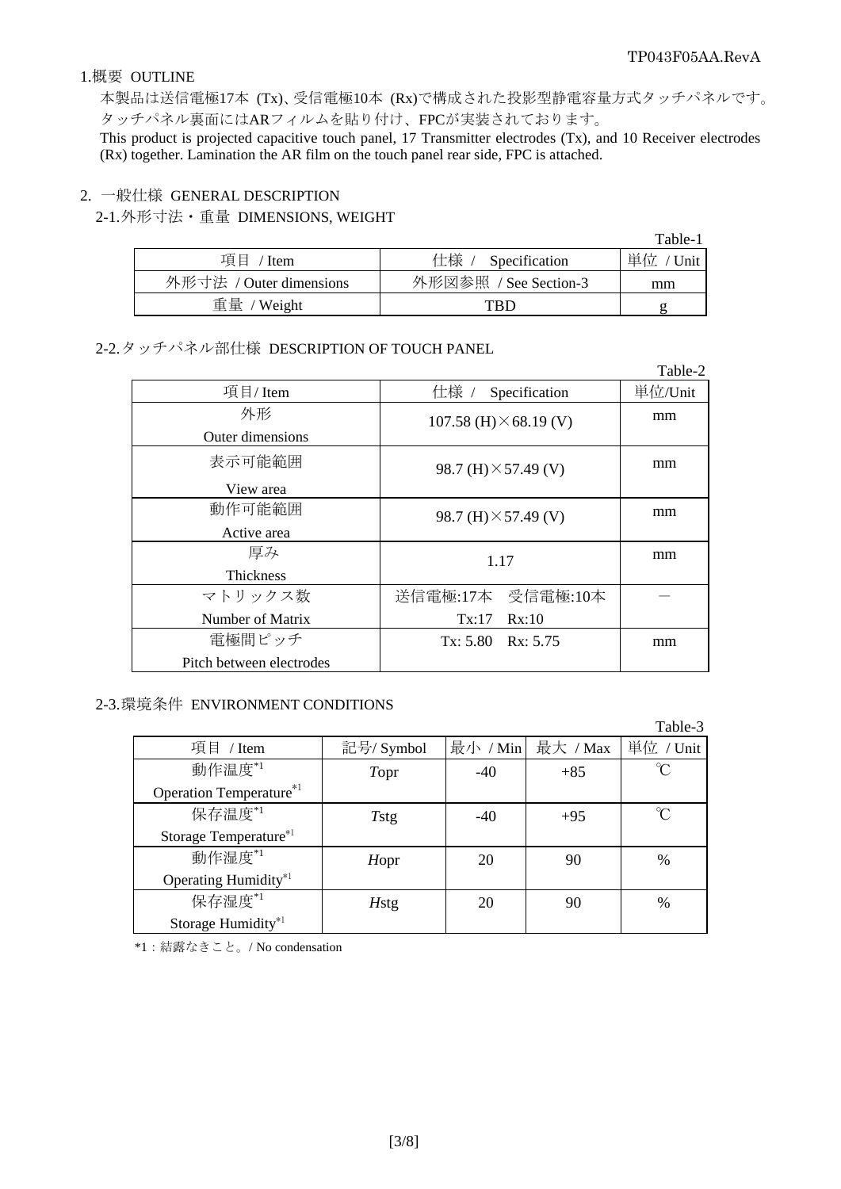## 1.概要 OUTLINE

本製品は送信電極17本 (Tx)、受信電極10本 (Rx)で構成された投影型静電容量方式タッチパネルです。タッチパネル裏面にはARフィルムを貼り付け、FPCが実装されております。

This product is projected capacitive touch panel, 17 Transmitter electrodes (Tx), and 10 Receiver electrodes (Rx) together. Lamination the AR film on the touch panel rear side, FPC is attached.

## 2. 一般仕様 GENERAL DESCRIPTION

### 2-1.外形寸法・重量 DIMENSIONS, WEIGHT

Table-1

| 項目 / Item | 仕様 / Specification | 単位 / Unit |
|---|---|---|
| 外形寸法 / Outer dimensions | 外形図参照 / See Section-3 | mm |
| 重量 / Weight | TBD | g |

### 2-2.タッチパネル部仕様 DESCRIPTION OF TOUCH PANEL

Table-2

| 項目/ Item | 仕様 / Specification | 単位/Unit |
|---|---|---|
| 外形<br>Outer dimensions | 107.58 (H)×68.19 (V) | mm |
| 表示可能範囲<br>View area | 98.7 (H)×57.49 (V) | mm |
| 動作可能範囲<br>Active area | 98.7 (H)×57.49 (V) | mm |
| 厚み<br>Thickness | 1.17 | mm |
| マトリックス数<br>Number of Matrix | 送信電極:17本 受信電極:10本<br>Tx:17 Rx:10 | － |
| 電極間ピッチ<br>Pitch between electrodes | Tx: 5.80 Rx: 5.75 | mm |

### 2-3.環境条件 ENVIRONMENT CONDITIONS

Table-3

| 項目 / Item | 記号/ Symbol | 最小 / Min | 最大 / Max | 単位 / Unit |
|---|---|---|---|---|
| 動作温度*1<br>Operation Temperature*1 | *T*opr | -40 | +85 | ℃ |
| 保存温度*1<br>Storage Temperature*1 | *T*stg | -40 | +95 | ℃ |
| 動作湿度*1<br>Operating Humidity*1 | *H*opr | 20 | 90 | % |
| 保存湿度*1<br>Storage Humidity*1 | *H*stg | 20 | 90 | % |

*1：結露なきこと。/ No condensation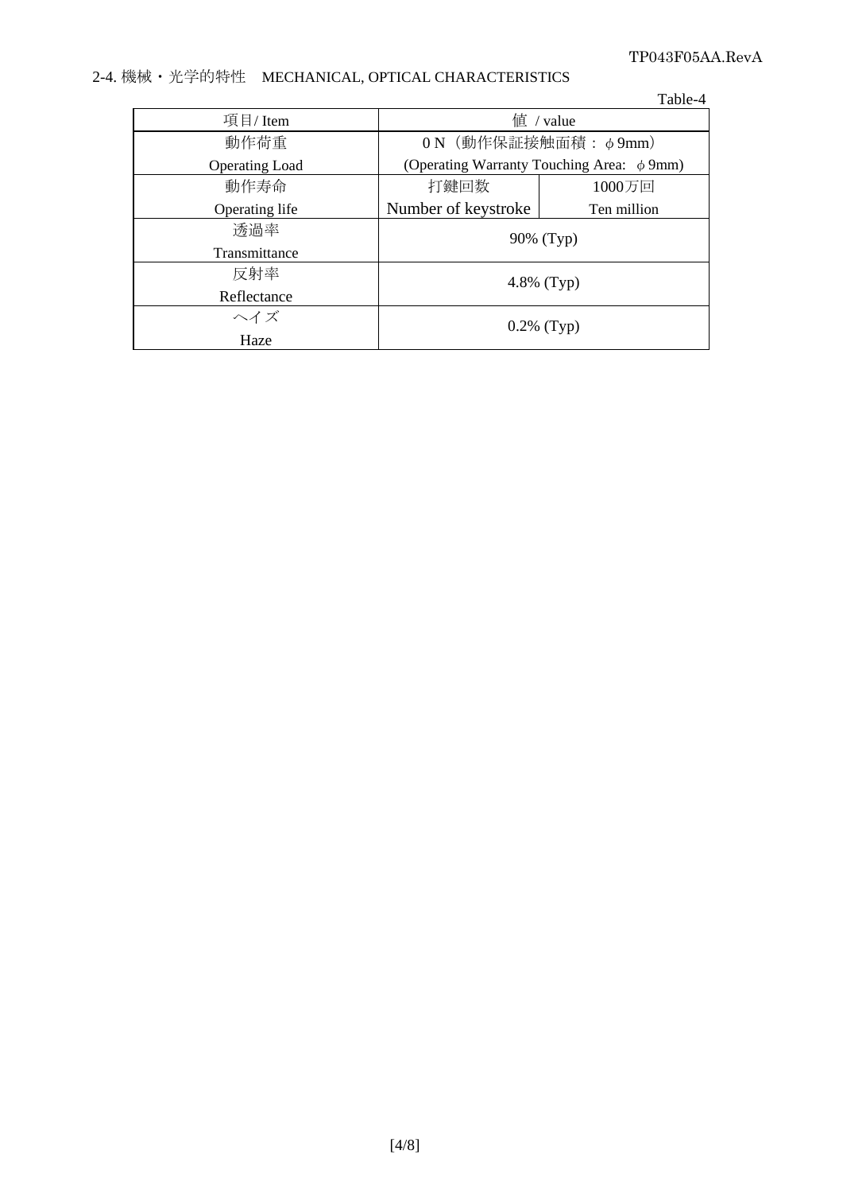## 2-4. 機械・光学的特性　MECHANICAL, OPTICAL CHARACTERISTICS

Table-4

| 項目/ Item | 値 / value | |
|---|---|---|
| 動作荷重<br>Operating Load | 0 N（動作保証接触面積：φ9mm）<br>(Operating Warranty Touching Area: φ9mm) | |
| 動作寿命<br>Operating life | 打鍵回数<br>Number of keystroke | 1000万回<br>Ten million |
| 透過率<br>Transmittance | 90% (Typ) | |
| 反射率<br>Reflectance | 4.8% (Typ) | |
| ヘイズ<br>Haze | 0.2% (Typ) | |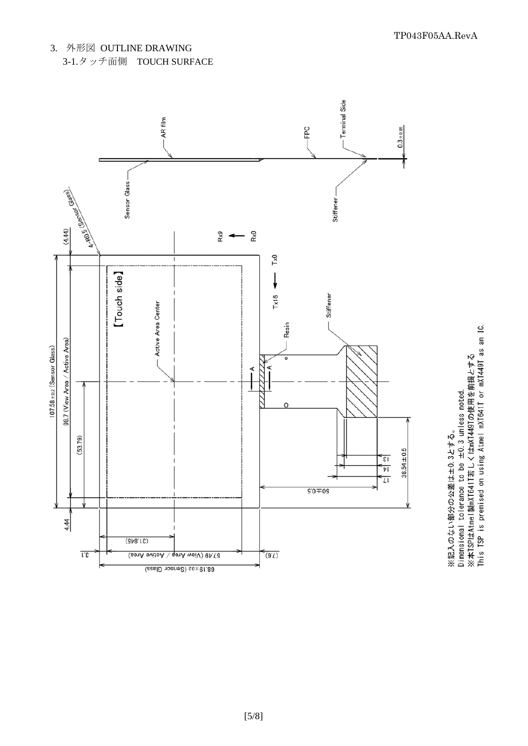## 3. 外形図 OUTLINE DRAWING

### 3-1.タッチ面側 TOUCH SURFACE

AR film

FPC

Terminal Side

$0.3^{+0.05}$

Sensor Glass

Stiffener

4-R0.5 (Sensor Glass)

(4.44)

Rx9 ← Rx0

Tx16 ← Tx0

【Touch side】

Active Area Center

Stiffener

Resin

A A

107.58±0.2 (Sensor Glass)

98.7 (View Area / Active Area)

(53.79)

4.44

(31.845)

3.1

57.49 (View Area / Active Area)

(7.6)

68.19±0.2 (Sensor Glass)

50±0.5

38.54±0.5

13

14

17

※記入のない部分の公差は±0.3とする。
Dimensional tolerance to be ±0.3 unless noted.
※本TSPはAtmel製mXT641T若しくはmXT449Tの使用を前提とする
This TSP is premised on using Atmel mXT641T or mXT449T as an IC.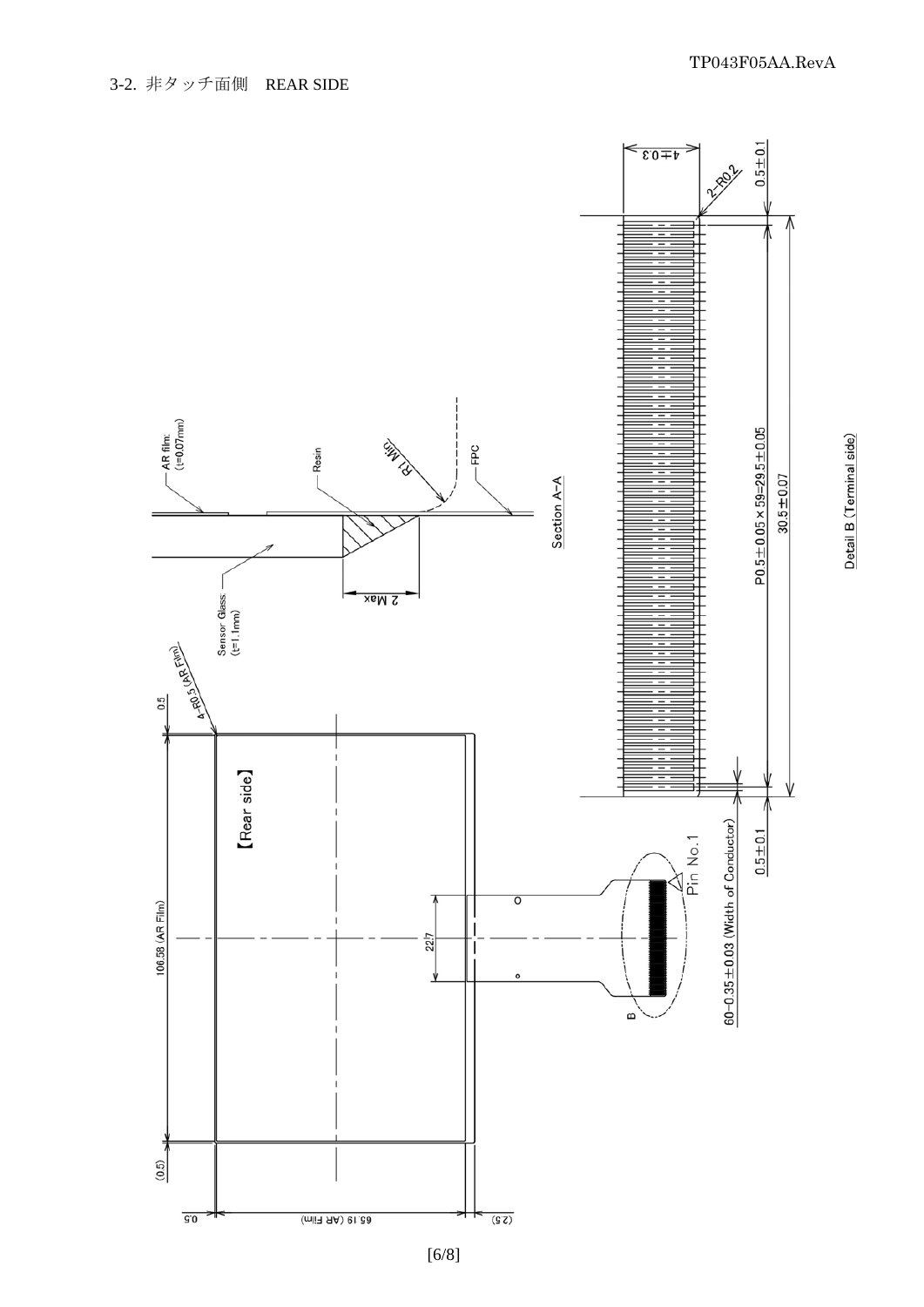3-2. 非タッチ面側　REAR SIDE

【Rear side】

0.5

4-R0.5 (AR Film)

106.58 (AR Film)

(0.5)

0.5

65.19 (AR Film)

(2.5)

22.7

B

Pin No.1

AR film (t=0.07mm)

Resin

R1 Min

FPC

Sensor Glass (t=1.1mm)

2 Max

Section A-A

4±0.3

2-R0.2

0.5±0.1

P0.5±0.05×59=29.5±0.05

30.5±0.07

60-0.35±0.03 (Width of Conductor)

0.5±0.1

Detail B (Terminal side)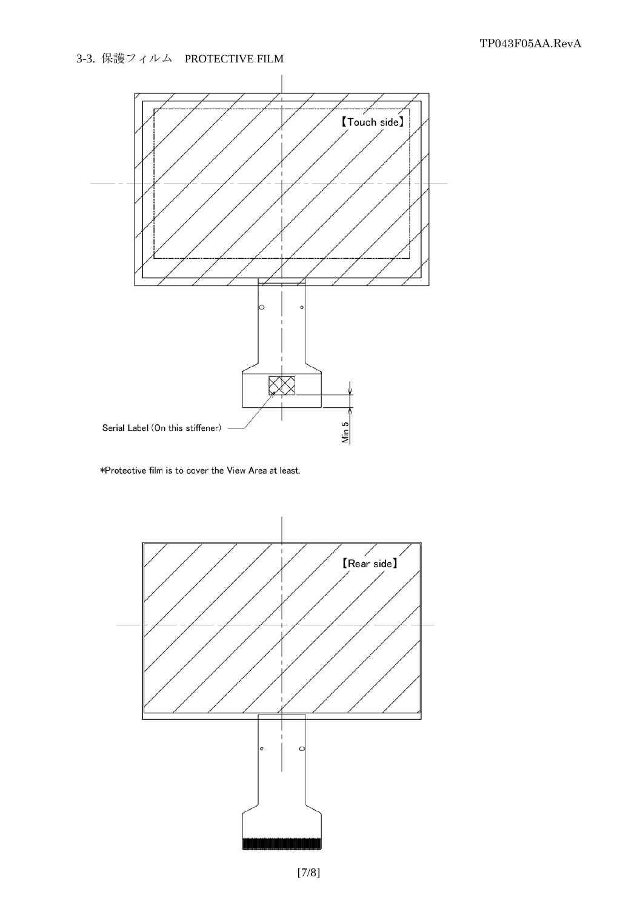## 3-3. 保護フィルム　PROTECTIVE FILM

【Touch side】

Serial Label (On this stiffener)

Min 5

*Protective film is to cover the View Area at least.

【Rear side】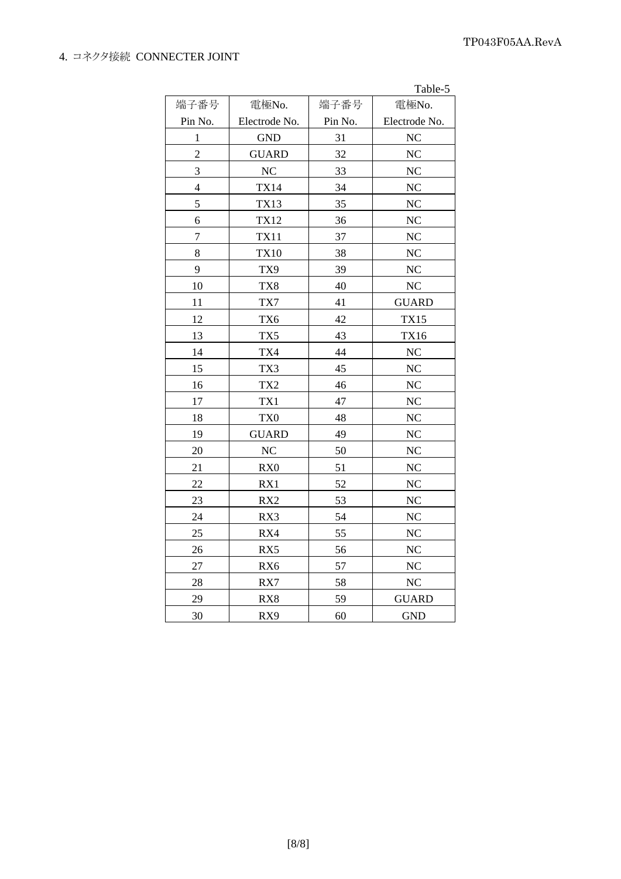## 4. コネクタ接続 CONNECTER JOINT

Table-5

| 端子番号<br>Pin No. | 電極No.<br>Electrode No. | 端子番号<br>Pin No. | 電極No.<br>Electrode No. |
|---|---|---|---|
| 1 | GND | 31 | NC |
| 2 | GUARD | 32 | NC |
| 3 | NC | 33 | NC |
| 4 | TX14 | 34 | NC |
| 5 | TX13 | 35 | NC |
| 6 | TX12 | 36 | NC |
| 7 | TX11 | 37 | NC |
| 8 | TX10 | 38 | NC |
| 9 | TX9 | 39 | NC |
| 10 | TX8 | 40 | NC |
| 11 | TX7 | 41 | GUARD |
| 12 | TX6 | 42 | TX15 |
| 13 | TX5 | 43 | TX16 |
| 14 | TX4 | 44 | NC |
| 15 | TX3 | 45 | NC |
| 16 | TX2 | 46 | NC |
| 17 | TX1 | 47 | NC |
| 18 | TX0 | 48 | NC |
| 19 | GUARD | 49 | NC |
| 20 | NC | 50 | NC |
| 21 | RX0 | 51 | NC |
| 22 | RX1 | 52 | NC |
| 23 | RX2 | 53 | NC |
| 24 | RX3 | 54 | NC |
| 25 | RX4 | 55 | NC |
| 26 | RX5 | 56 | NC |
| 27 | RX6 | 57 | NC |
| 28 | RX7 | 58 | NC |
| 29 | RX8 | 59 | GUARD |
| 30 | RX9 | 60 | GND |